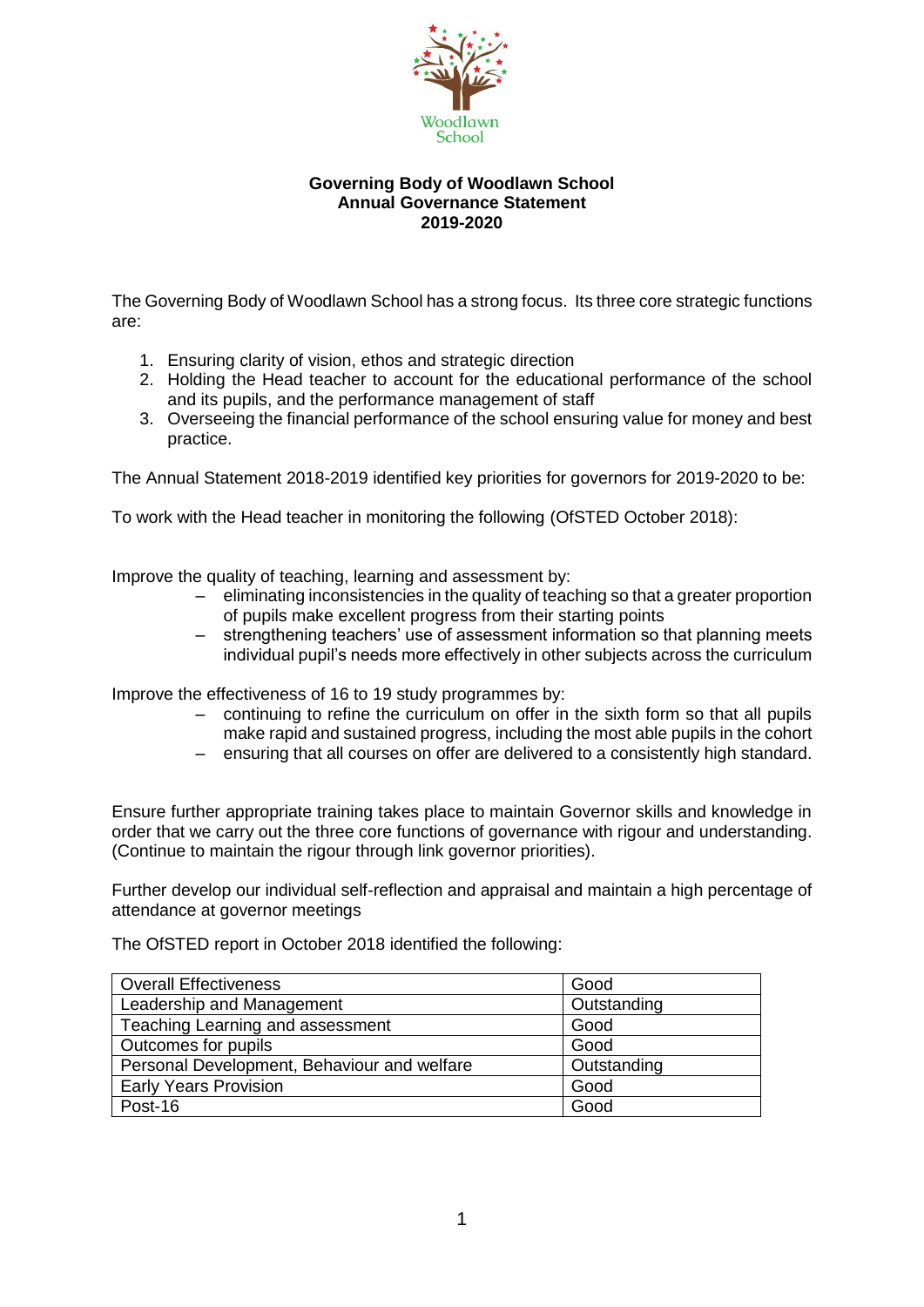Woodlawn School

# Governing Body of Woodlawn School
## Annual Governance Statement
## 2019-2020

The Governing Body of Woodlawn School has a strong focus. Its three core strategic functions are:

1. Ensuring clarity of vision, ethos and strategic direction
2. Holding the Head teacher to account for the educational performance of the school and its pupils, and the performance management of staff
3. Overseeing the financial performance of the school ensuring value for money and best practice.

The Annual Statement 2018-2019 identified key priorities for governors for 2019-2020 to be:

To work with the Head teacher in monitoring the following (OfSTED October 2018):

Improve the quality of teaching, learning and assessment by:

- eliminating inconsistencies in the quality of teaching so that a greater proportion of pupils make excellent progress from their starting points
- strengthening teachers' use of assessment information so that planning meets individual pupil's needs more effectively in other subjects across the curriculum

Improve the effectiveness of 16 to 19 study programmes by:

- continuing to refine the curriculum on offer in the sixth form so that all pupils make rapid and sustained progress, including the most able pupils in the cohort
- ensuring that all courses on offer are delivered to a consistently high standard.

Ensure further appropriate training takes place to maintain Governor skills and knowledge in order that we carry out the three core functions of governance with rigour and understanding. (Continue to maintain the rigour through link governor priorities).

Further develop our individual self-reflection and appraisal and maintain a high percentage of attendance at governor meetings

The OfSTED report in October 2018 identified the following:

| Overall Effectiveness | Good |
|---|---|
| Leadership and Management | Outstanding |
| Teaching Learning and assessment | Good |
| Outcomes for pupils | Good |
| Personal Development, Behaviour and welfare | Outstanding |
| Early Years Provision | Good |
| Post-16 | Good |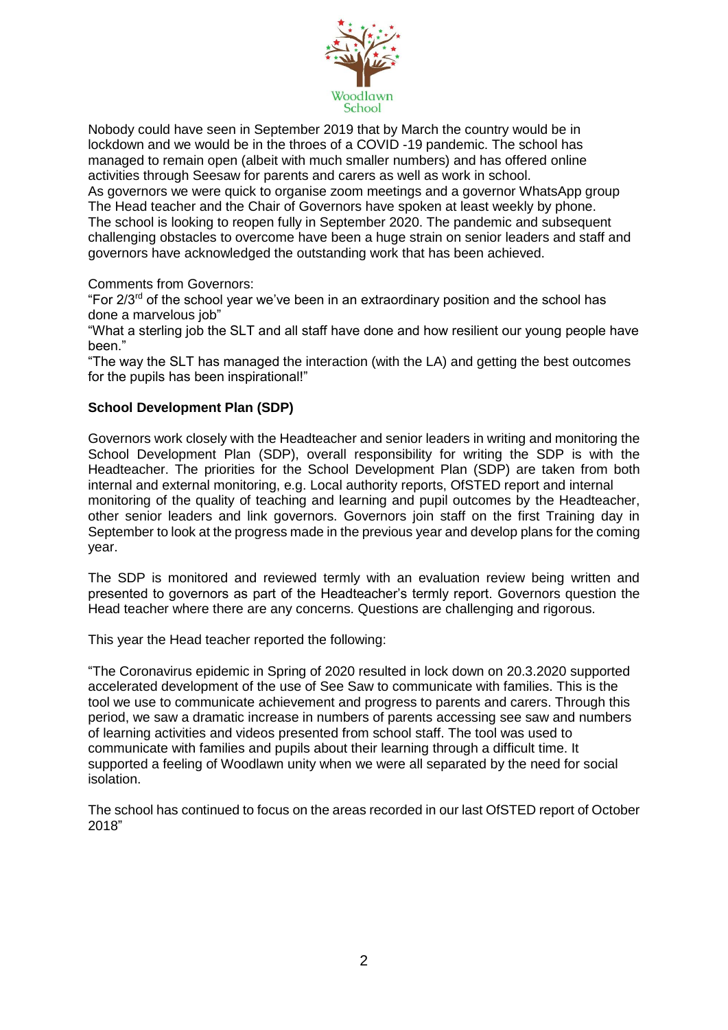Nobody could have seen in September 2019 that by March the country would be in lockdown and we would be in the throes of a COVID -19 pandemic. The school has managed to remain open (albeit with much smaller numbers) and has offered online activities through Seesaw for parents and carers as well as work in school.
As governors we were quick to organise zoom meetings and a governor WhatsApp group The Head teacher and the Chair of Governors have spoken at least weekly by phone.
The school is looking to reopen fully in September 2020. The pandemic and subsequent challenging obstacles to overcome have been a huge strain on senior leaders and staff and governors have acknowledged the outstanding work that has been achieved.

Comments from Governors:
"For 2/3rd of the school year we've been in an extraordinary position and the school has done a marvelous job"
"What a sterling job the SLT and all staff have done and how resilient our young people have been."
"The way the SLT has managed the interaction (with the LA) and getting the best outcomes for the pupils has been inspirational!"

**School Development Plan (SDP)**

Governors work closely with the Headteacher and senior leaders in writing and monitoring the School Development Plan (SDP), overall responsibility for writing the SDP is with the Headteacher. The priorities for the School Development Plan (SDP) are taken from both internal and external monitoring, e.g. Local authority reports, OfSTED report and internal monitoring of the quality of teaching and learning and pupil outcomes by the Headteacher, other senior leaders and link governors. Governors join staff on the first Training day in September to look at the progress made in the previous year and develop plans for the coming year.

The SDP is monitored and reviewed termly with an evaluation review being written and presented to governors as part of the Headteacher's termly report. Governors question the Head teacher where there are any concerns. Questions are challenging and rigorous.

This year the Head teacher reported the following:

"The Coronavirus epidemic in Spring of 2020 resulted in lock down on 20.3.2020 supported accelerated development of the use of See Saw to communicate with families. This is the tool we use to communicate achievement and progress to parents and carers. Through this period, we saw a dramatic increase in numbers of parents accessing see saw and numbers of learning activities and videos presented from school staff. The tool was used to communicate with families and pupils about their learning through a difficult time. It supported a feeling of Woodlawn unity when we were all separated by the need for social isolation.

The school has continued to focus on the areas recorded in our last OfSTED report of October 2018"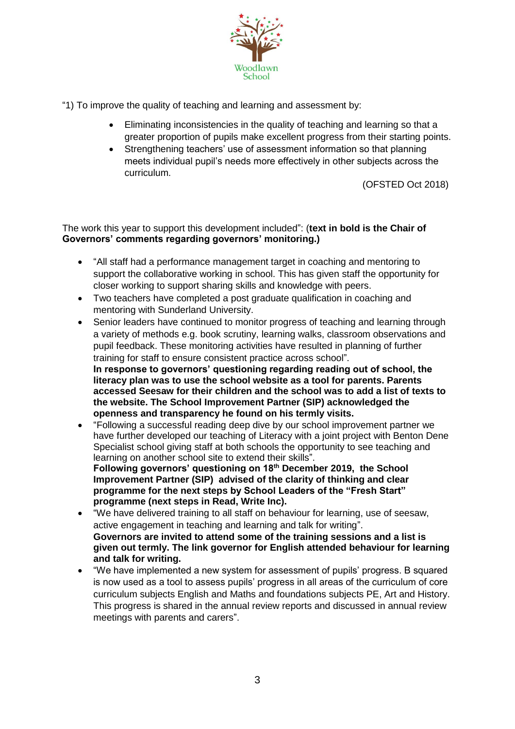"1) To improve the quality of teaching and learning and assessment by:

- Eliminating inconsistencies in the quality of teaching and learning so that a greater proportion of pupils make excellent progress from their starting points.
- Strengthening teachers' use of assessment information so that planning meets individual pupil's needs more effectively in other subjects across the curriculum.

(OFSTED Oct 2018)

The work this year to support this development included": (**text in bold is the Chair of Governors' comments regarding governors' monitoring.)**

- "All staff had a performance management target in coaching and mentoring to support the collaborative working in school. This has given staff the opportunity for closer working to support sharing skills and knowledge with peers.
- Two teachers have completed a post graduate qualification in coaching and mentoring with Sunderland University.
- Senior leaders have continued to monitor progress of teaching and learning through a variety of methods e.g. book scrutiny, learning walks, classroom observations and pupil feedback. These monitoring activities have resulted in planning of further training for staff to ensure consistent practice across school".
  **In response to governors' questioning regarding reading out of school, the literacy plan was to use the school website as a tool for parents. Parents accessed Seesaw for their children and the school was to add a list of texts to the website. The School Improvement Partner (SIP) acknowledged the openness and transparency he found on his termly visits.**
- "Following a successful reading deep dive by our school improvement partner we have further developed our teaching of Literacy with a joint project with Benton Dene Specialist school giving staff at both schools the opportunity to see teaching and learning on another school site to extend their skills".
  **Following governors' questioning on 18th December 2019, the School Improvement Partner (SIP) advised of the clarity of thinking and clear programme for the next steps by School Leaders of the "Fresh Start" programme (next steps in Read, Write Inc).**
- "We have delivered training to all staff on behaviour for learning, use of seesaw, active engagement in teaching and learning and talk for writing".
  **Governors are invited to attend some of the training sessions and a list is given out termly. The link governor for English attended behaviour for learning and talk for writing.**
- "We have implemented a new system for assessment of pupils' progress. B squared is now used as a tool to assess pupils' progress in all areas of the curriculum of core curriculum subjects English and Maths and foundations subjects PE, Art and History. This progress is shared in the annual review reports and discussed in annual review meetings with parents and carers".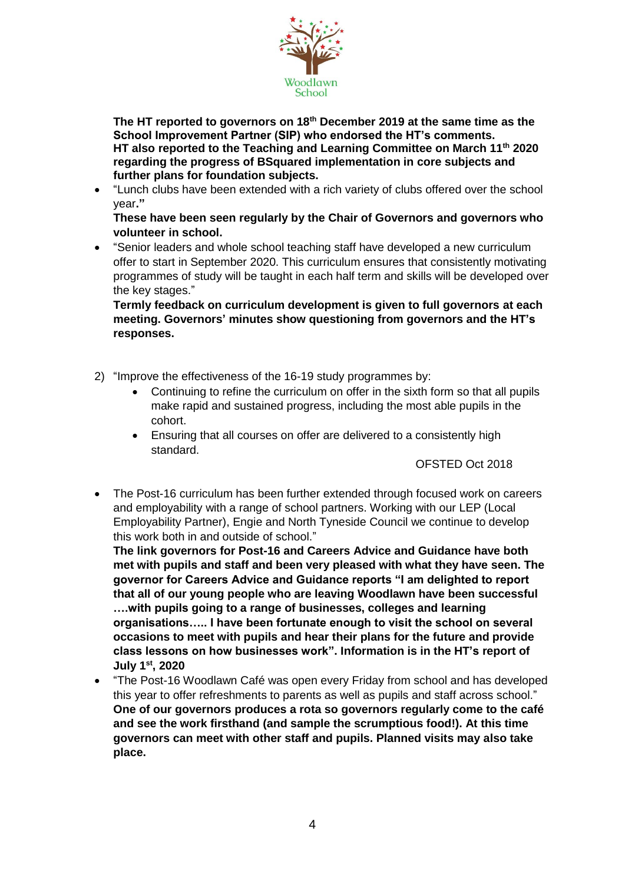**The HT reported to governors on 18th December 2019 at the same time as the School Improvement Partner (SIP) who endorsed the HT's comments.**
**HT also reported to the Teaching and Learning Committee on March 11th 2020 regarding the progress of BSquared implementation in core subjects and further plans for foundation subjects.**

- "Lunch clubs have been extended with a rich variety of clubs offered over the school year**."**
  **These have been seen regularly by the Chair of Governors and governors who volunteer in school.**
- "Senior leaders and whole school teaching staff have developed a new curriculum offer to start in September 2020. This curriculum ensures that consistently motivating programmes of study will be taught in each half term and skills will be developed over the key stages."
  **Termly feedback on curriculum development is given to full governors at each meeting. Governors' minutes show questioning from governors and the HT's responses.**

2) "Improve the effectiveness of the 16-19 study programmes by:
   - Continuing to refine the curriculum on offer in the sixth form so that all pupils make rapid and sustained progress, including the most able pupils in the cohort.
   - Ensuring that all courses on offer are delivered to a consistently high standard.

   OFSTED Oct 2018

- The Post-16 curriculum has been further extended through focused work on careers and employability with a range of school partners. Working with our LEP (Local Employability Partner), Engie and North Tyneside Council we continue to develop this work both in and outside of school."
  **The link governors for Post-16 and Careers Advice and Guidance have both met with pupils and staff and been very pleased with what they have seen. The governor for Careers Advice and Guidance reports "I am delighted to report that all of our young people who are leaving Woodlawn have been successful ….with pupils going to a range of businesses, colleges and learning organisations….. I have been fortunate enough to visit the school on several occasions to meet with pupils and hear their plans for the future and provide class lessons on how businesses work". Information is in the HT's report of July 1st, 2020**
- "The Post-16 Woodlawn Café was open every Friday from school and has developed this year to offer refreshments to parents as well as pupils and staff across school."
  **One of our governors produces a rota so governors regularly come to the café and see the work firsthand (and sample the scrumptious food!). At this time governors can meet with other staff and pupils. Planned visits may also take place.**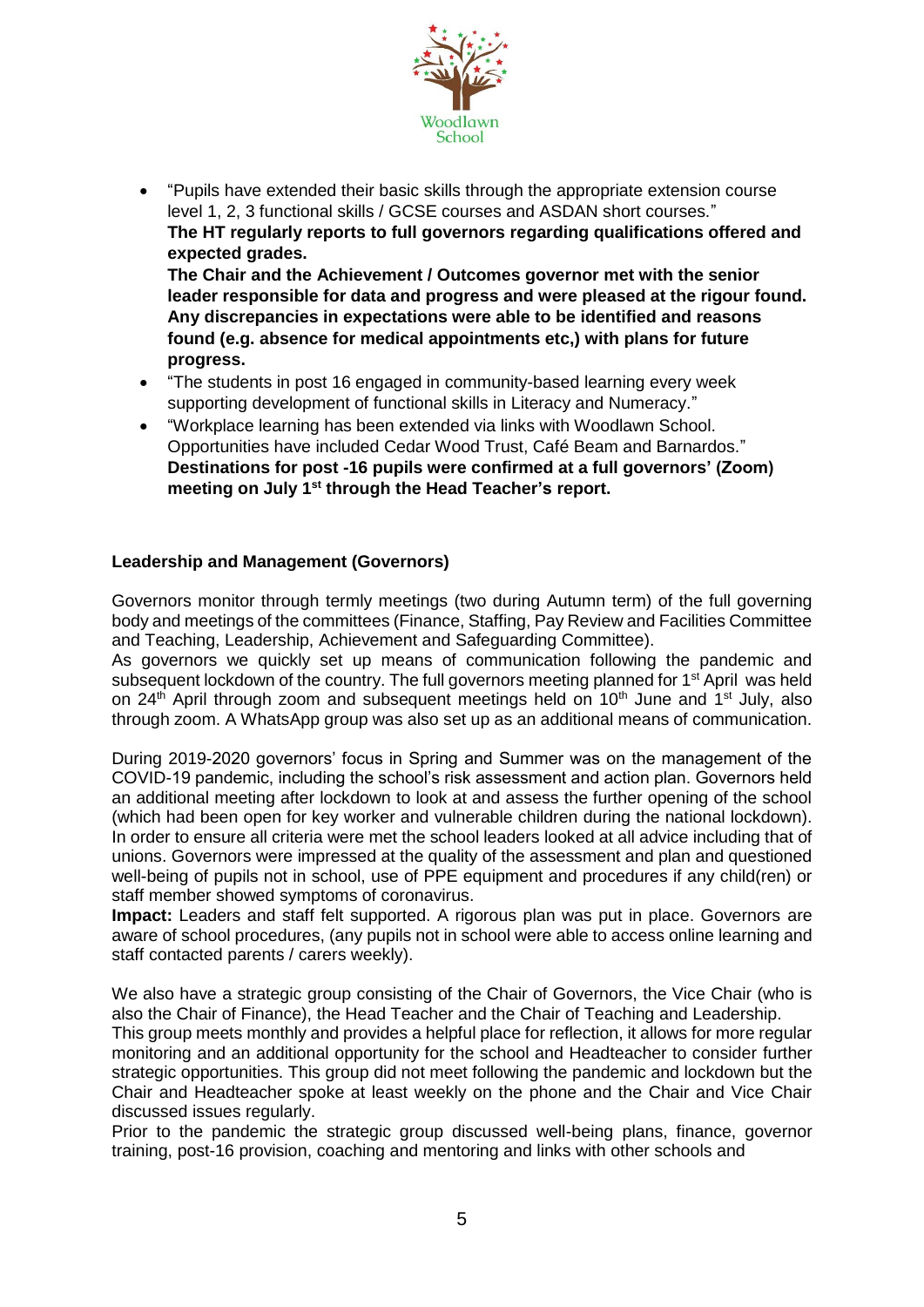- "Pupils have extended their basic skills through the appropriate extension course level 1, 2, 3 functional skills / GCSE courses and ASDAN short courses."
  **The HT regularly reports to full governors regarding qualifications offered and expected grades.**
  **The Chair and the Achievement / Outcomes governor met with the senior leader responsible for data and progress and were pleased at the rigour found. Any discrepancies in expectations were able to be identified and reasons found (e.g. absence for medical appointments etc,) with plans for future progress.**
- "The students in post 16 engaged in community-based learning every week supporting development of functional skills in Literacy and Numeracy."
- "Workplace learning has been extended via links with Woodlawn School. Opportunities have included Cedar Wood Trust, Café Beam and Barnardos."
  **Destinations for post -16 pupils were confirmed at a full governors' (Zoom) meeting on July 1st through the Head Teacher's report.**

**Leadership and Management (Governors)**

Governors monitor through termly meetings (two during Autumn term) of the full governing body and meetings of the committees (Finance, Staffing, Pay Review and Facilities Committee and Teaching, Leadership, Achievement and Safeguarding Committee).
As governors we quickly set up means of communication following the pandemic and subsequent lockdown of the country. The full governors meeting planned for 1st April was held on 24th April through zoom and subsequent meetings held on 10th June and 1st July, also through zoom. A WhatsApp group was also set up as an additional means of communication.

During 2019-2020 governors' focus in Spring and Summer was on the management of the COVID-19 pandemic, including the school's risk assessment and action plan. Governors held an additional meeting after lockdown to look at and assess the further opening of the school (which had been open for key worker and vulnerable children during the national lockdown). In order to ensure all criteria were met the school leaders looked at all advice including that of unions. Governors were impressed at the quality of the assessment and plan and questioned well-being of pupils not in school, use of PPE equipment and procedures if any child(ren) or staff member showed symptoms of coronavirus.
**Impact:** Leaders and staff felt supported. A rigorous plan was put in place. Governors are aware of school procedures, (any pupils not in school were able to access online learning and staff contacted parents / carers weekly).

We also have a strategic group consisting of the Chair of Governors, the Vice Chair (who is also the Chair of Finance), the Head Teacher and the Chair of Teaching and Leadership.
This group meets monthly and provides a helpful place for reflection, it allows for more regular monitoring and an additional opportunity for the school and Headteacher to consider further strategic opportunities. This group did not meet following the pandemic and lockdown but the Chair and Headteacher spoke at least weekly on the phone and the Chair and Vice Chair discussed issues regularly.
Prior to the pandemic the strategic group discussed well-being plans, finance, governor training, post-16 provision, coaching and mentoring and links with other schools and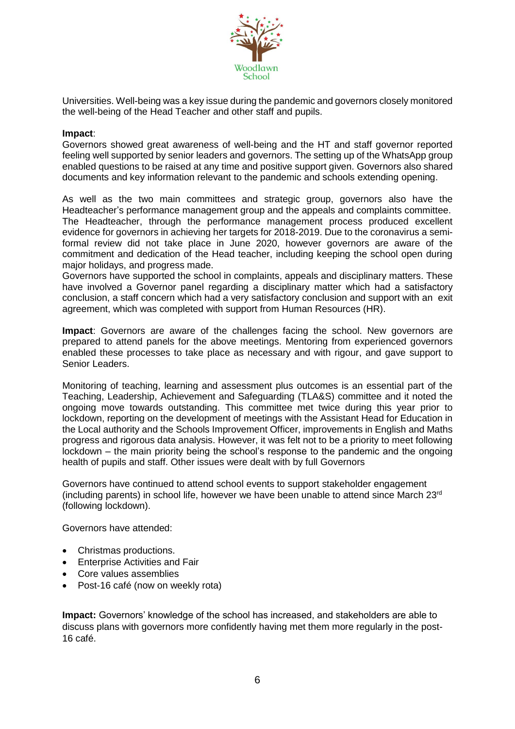Universities. Well-being was a key issue during the pandemic and governors closely monitored the well-being of the Head Teacher and other staff and pupils.

**Impact**:
Governors showed great awareness of well-being and the HT and staff governor reported feeling well supported by senior leaders and governors. The setting up of the WhatsApp group enabled questions to be raised at any time and positive support given. Governors also shared documents and key information relevant to the pandemic and schools extending opening.

As well as the two main committees and strategic group, governors also have the Headteacher's performance management group and the appeals and complaints committee. The Headteacher, through the performance management process produced excellent evidence for governors in achieving her targets for 2018-2019. Due to the coronavirus a semi-formal review did not take place in June 2020, however governors are aware of the commitment and dedication of the Head teacher, including keeping the school open during major holidays, and progress made.
Governors have supported the school in complaints, appeals and disciplinary matters. These have involved a Governor panel regarding a disciplinary matter which had a satisfactory conclusion, a staff concern which had a very satisfactory conclusion and support with an exit agreement, which was completed with support from Human Resources (HR).

**Impact**: Governors are aware of the challenges facing the school. New governors are prepared to attend panels for the above meetings. Mentoring from experienced governors enabled these processes to take place as necessary and with rigour, and gave support to Senior Leaders.

Monitoring of teaching, learning and assessment plus outcomes is an essential part of the Teaching, Leadership, Achievement and Safeguarding (TLA&S) committee and it noted the ongoing move towards outstanding. This committee met twice during this year prior to lockdown, reporting on the development of meetings with the Assistant Head for Education in the Local authority and the Schools Improvement Officer, improvements in English and Maths progress and rigorous data analysis. However, it was felt not to be a priority to meet following lockdown – the main priority being the school's response to the pandemic and the ongoing health of pupils and staff. Other issues were dealt with by full Governors

Governors have continued to attend school events to support stakeholder engagement (including parents) in school life, however we have been unable to attend since March 23rd (following lockdown).

Governors have attended:

- Christmas productions.
- Enterprise Activities and Fair
- Core values assemblies
- Post-16 café (now on weekly rota)

**Impact:** Governors' knowledge of the school has increased, and stakeholders are able to discuss plans with governors more confidently having met them more regularly in the post-16 café.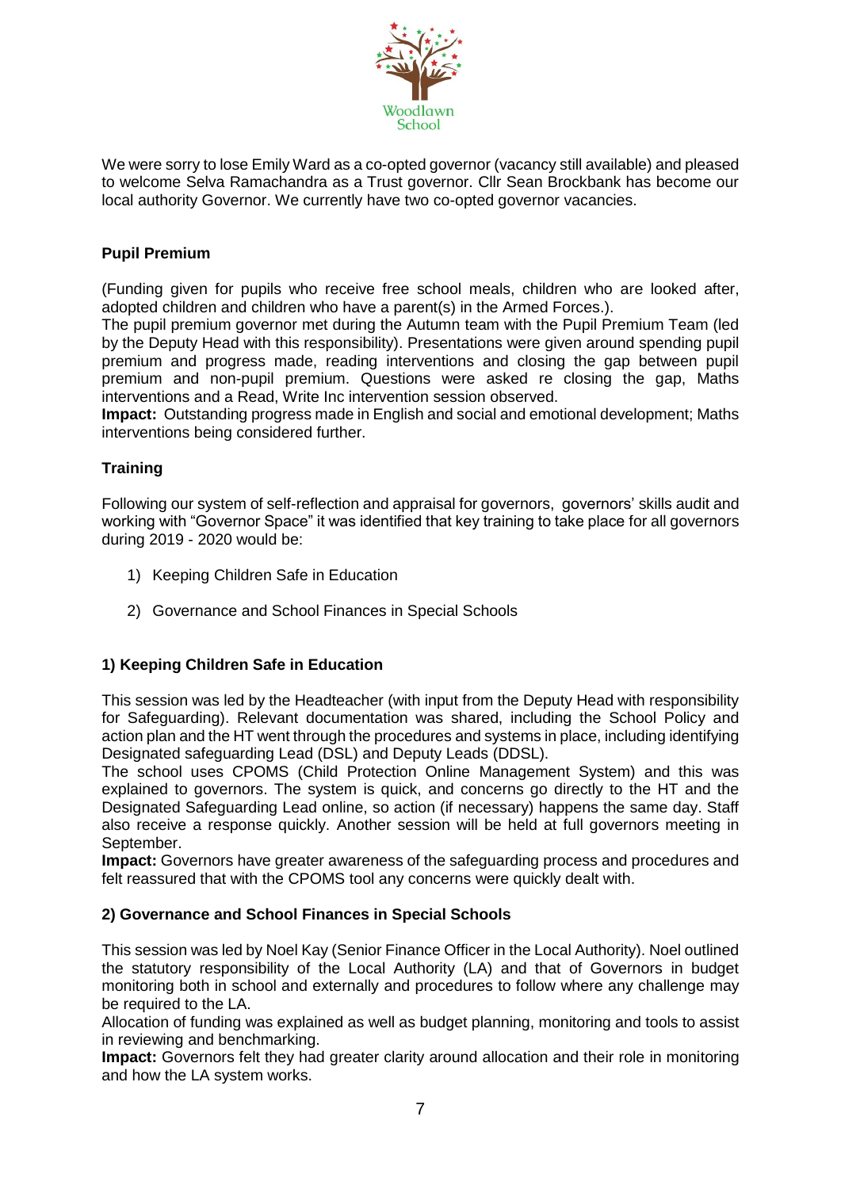We were sorry to lose Emily Ward as a co-opted governor (vacancy still available) and pleased to welcome Selva Ramachandra as a Trust governor. Cllr Sean Brockbank has become our local authority Governor. We currently have two co-opted governor vacancies.

**Pupil Premium**

(Funding given for pupils who receive free school meals, children who are looked after, adopted children and children who have a parent(s) in the Armed Forces.).

The pupil premium governor met during the Autumn team with the Pupil Premium Team (led by the Deputy Head with this responsibility). Presentations were given around spending pupil premium and progress made, reading interventions and closing the gap between pupil premium and non-pupil premium. Questions were asked re closing the gap, Maths interventions and a Read, Write Inc intervention session observed.

**Impact:** Outstanding progress made in English and social and emotional development; Maths interventions being considered further.

**Training**

Following our system of self-reflection and appraisal for governors, governors' skills audit and working with "Governor Space" it was identified that key training to take place for all governors during 2019 - 2020 would be:

1) Keeping Children Safe in Education
2) Governance and School Finances in Special Schools

**1) Keeping Children Safe in Education**

This session was led by the Headteacher (with input from the Deputy Head with responsibility for Safeguarding). Relevant documentation was shared, including the School Policy and action plan and the HT went through the procedures and systems in place, including identifying Designated safeguarding Lead (DSL) and Deputy Leads (DDSL).

The school uses CPOMS (Child Protection Online Management System) and this was explained to governors. The system is quick, and concerns go directly to the HT and the Designated Safeguarding Lead online, so action (if necessary) happens the same day. Staff also receive a response quickly. Another session will be held at full governors meeting in September.

**Impact:** Governors have greater awareness of the safeguarding process and procedures and felt reassured that with the CPOMS tool any concerns were quickly dealt with.

**2) Governance and School Finances in Special Schools**

This session was led by Noel Kay (Senior Finance Officer in the Local Authority). Noel outlined the statutory responsibility of the Local Authority (LA) and that of Governors in budget monitoring both in school and externally and procedures to follow where any challenge may be required to the LA.

Allocation of funding was explained as well as budget planning, monitoring and tools to assist in reviewing and benchmarking.

**Impact:** Governors felt they had greater clarity around allocation and their role in monitoring and how the LA system works.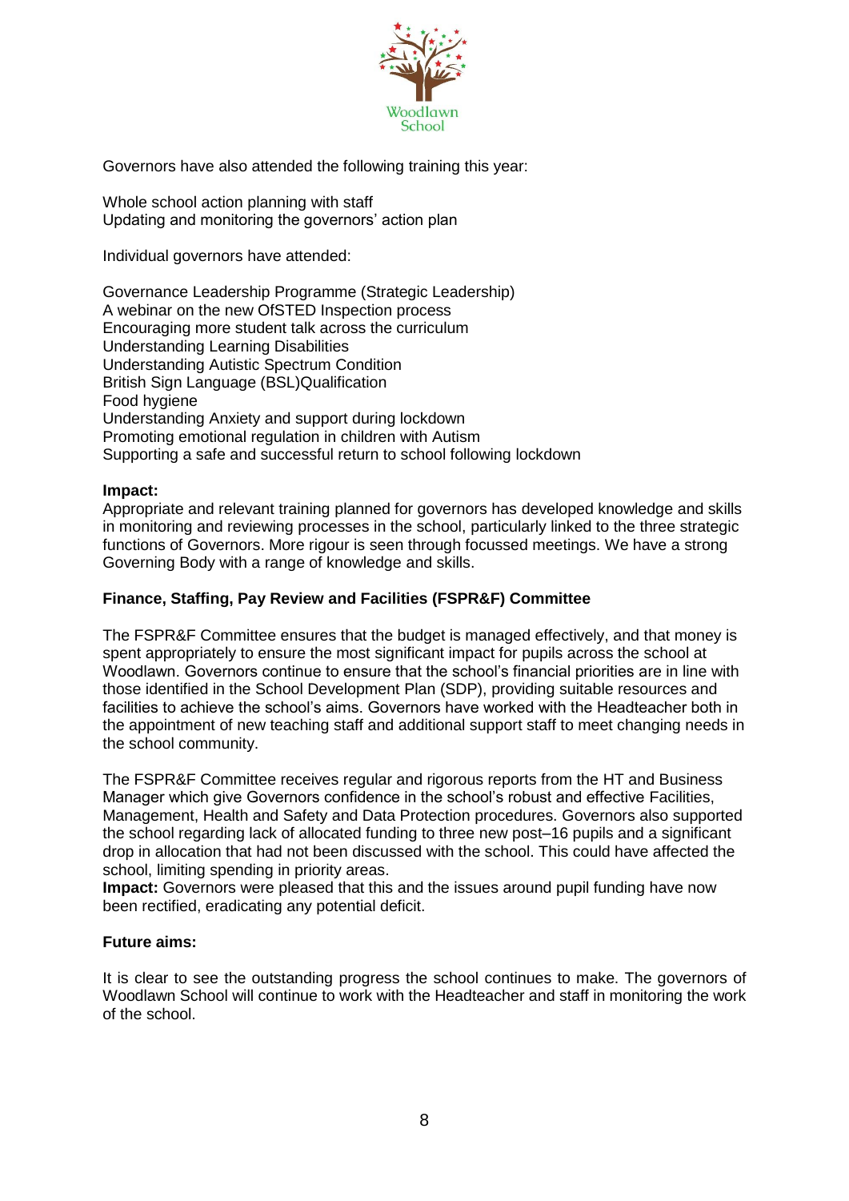Governors have also attended the following training this year:

Whole school action planning with staff
Updating and monitoring the governors' action plan

Individual governors have attended:

Governance Leadership Programme (Strategic Leadership)
A webinar on the new OfSTED Inspection process
Encouraging more student talk across the curriculum
Understanding Learning Disabilities
Understanding Autistic Spectrum Condition
British Sign Language (BSL)Qualification
Food hygiene
Understanding Anxiety and support during lockdown
Promoting emotional regulation in children with Autism
Supporting a safe and successful return to school following lockdown

**Impact:**
Appropriate and relevant training planned for governors has developed knowledge and skills in monitoring and reviewing processes in the school, particularly linked to the three strategic functions of Governors. More rigour is seen through focussed meetings. We have a strong Governing Body with a range of knowledge and skills.

**Finance, Staffing, Pay Review and Facilities (FSPR&F) Committee**

The FSPR&F Committee ensures that the budget is managed effectively, and that money is spent appropriately to ensure the most significant impact for pupils across the school at Woodlawn. Governors continue to ensure that the school's financial priorities are in line with those identified in the School Development Plan (SDP), providing suitable resources and facilities to achieve the school's aims. Governors have worked with the Headteacher both in the appointment of new teaching staff and additional support staff to meet changing needs in the school community.

The FSPR&F Committee receives regular and rigorous reports from the HT and Business Manager which give Governors confidence in the school's robust and effective Facilities, Management, Health and Safety and Data Protection procedures. Governors also supported the school regarding lack of allocated funding to three new post–16 pupils and a significant drop in allocation that had not been discussed with the school. This could have affected the school, limiting spending in priority areas.
**Impact:** Governors were pleased that this and the issues around pupil funding have now been rectified, eradicating any potential deficit.

**Future aims:**

It is clear to see the outstanding progress the school continues to make. The governors of Woodlawn School will continue to work with the Headteacher and staff in monitoring the work of the school.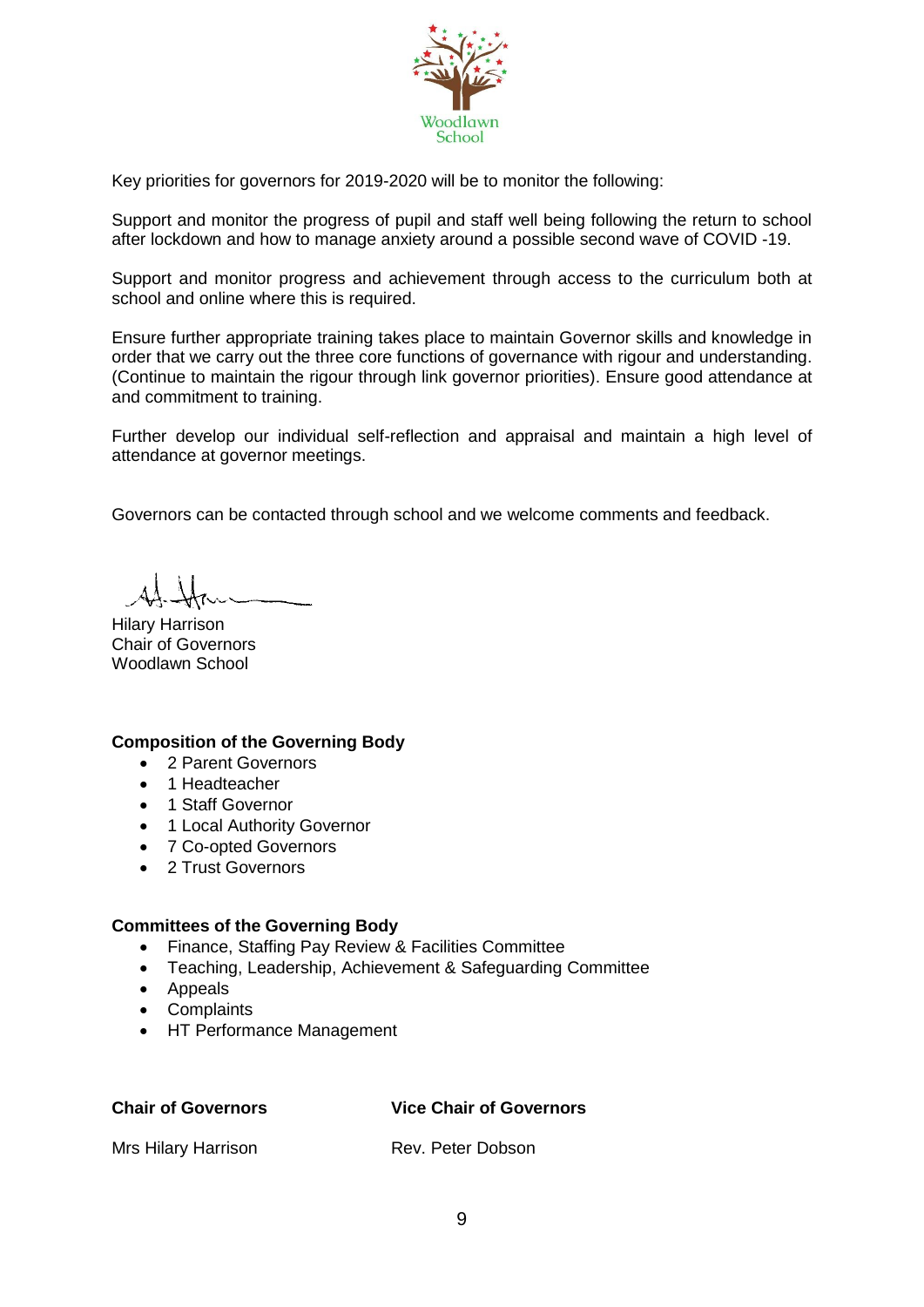Key priorities for governors for 2019-2020 will be to monitor the following:

Support and monitor the progress of pupil and staff well being following the return to school after lockdown and how to manage anxiety around a possible second wave of COVID -19.

Support and monitor progress and achievement through access to the curriculum both at school and online where this is required.

Ensure further appropriate training takes place to maintain Governor skills and knowledge in order that we carry out the three core functions of governance with rigour and understanding. (Continue to maintain the rigour through link governor priorities). Ensure good attendance at and commitment to training.

Further develop our individual self-reflection and appraisal and maintain a high level of attendance at governor meetings.

Governors can be contacted through school and we welcome comments and feedback.

Hilary Harrison
Chair of Governors
Woodlawn School

**Composition of the Governing Body**

- 2 Parent Governors
- 1 Headteacher
- 1 Staff Governor
- 1 Local Authority Governor
- 7 Co-opted Governors
- 2 Trust Governors

**Committees of the Governing Body**

- Finance, Staffing Pay Review & Facilities Committee
- Teaching, Leadership, Achievement & Safeguarding Committee
- Appeals
- Complaints
- HT Performance Management

| **Chair of Governors** | **Vice Chair of Governors** |
| --- | --- |
| Mrs Hilary Harrison | Rev. Peter Dobson |